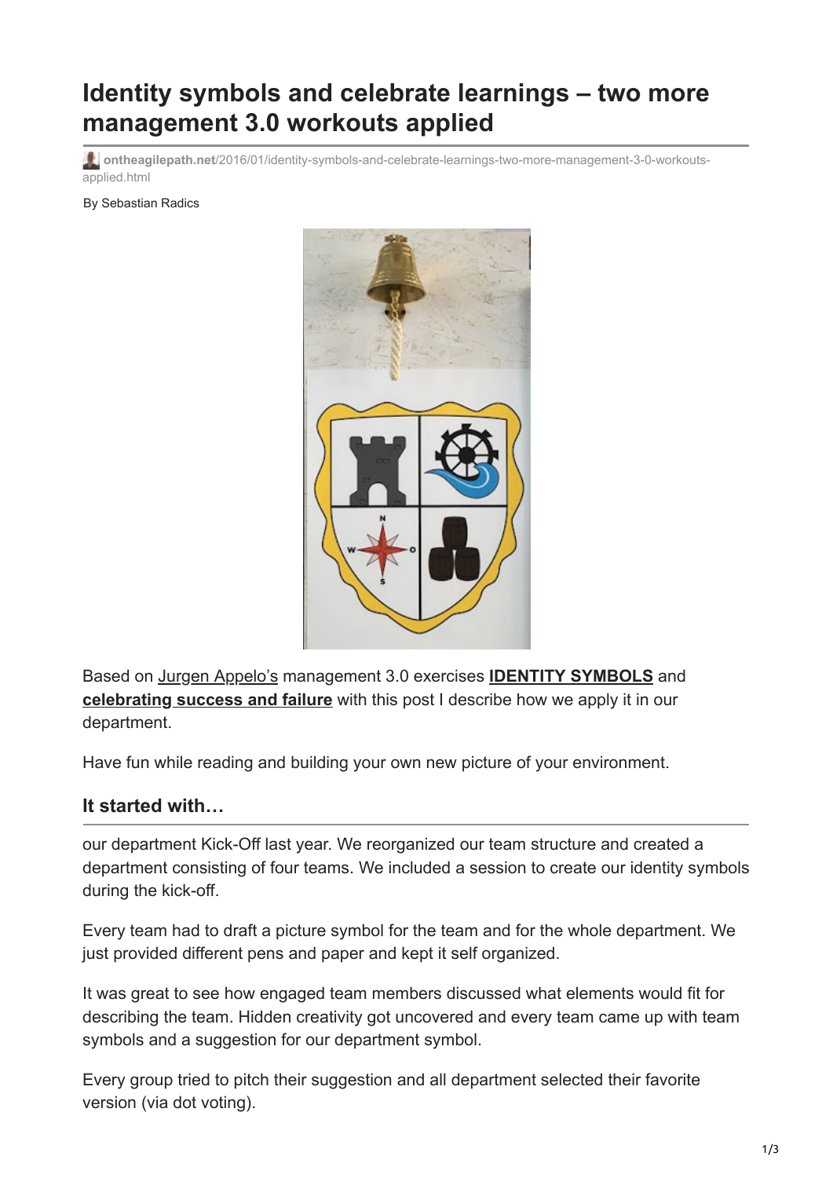# Identity symbols and celebrate learnings – two more management 3.0 workouts applied

ontheagilepath.net/2016/01/identity-symbols-and-celebrate-learnings-two-more-management-3-0-workouts-applied.html

By Sebastian Radics

Based on Jurgen Appelo's management 3.0 exercises **IDENTITY SYMBOLS** and **celebrating success and failure** with this post I describe how we apply it in our department.

Have fun while reading and building your own new picture of your environment.

## It started with…

our department Kick-Off last year. We reorganized our team structure and created a department consisting of four teams. We included a session to create our identity symbols during the kick-off.

Every team had to draft a picture symbol for the team and for the whole department. We just provided different pens and paper and kept it self organized.

It was great to see how engaged team members discussed what elements would fit for describing the team. Hidden creativity got uncovered and every team came up with team symbols and a suggestion for our department symbol.

Every group tried to pitch their suggestion and all department selected their favorite version (via dot voting).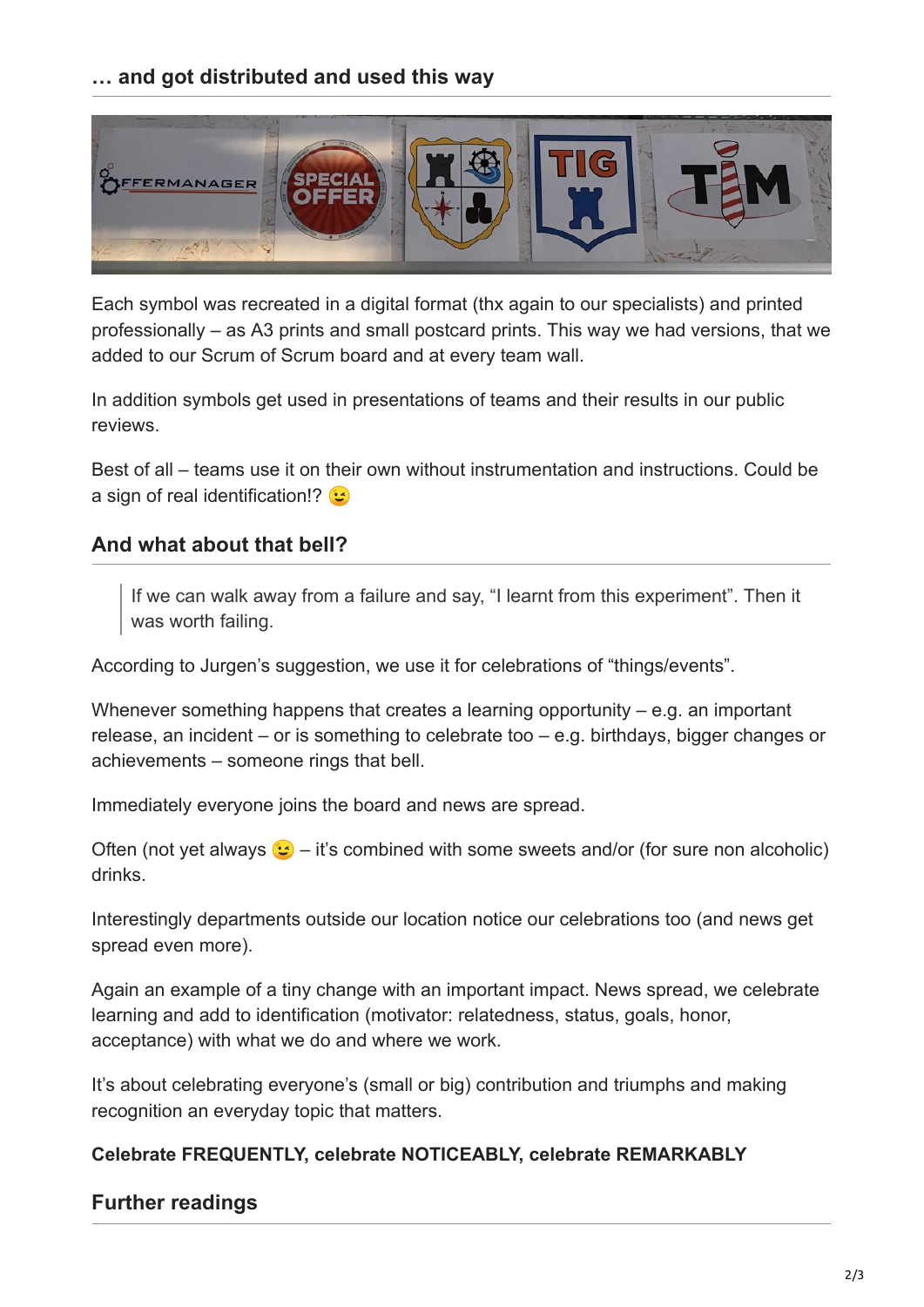### … and got distributed and used this way

Each symbol was recreated in a digital format (thx again to our specialists) and printed professionally – as A3 prints and small postcard prints. This way we had versions, that we added to our Scrum of Scrum board and at every team wall.

In addition symbols get used in presentations of teams and their results in our public reviews.

Best of all – teams use it on their own without instrumentation and instructions. Could be a sign of real identification!? 😉

### And what about that bell?

> If we can walk away from a failure and say, “I learnt from this experiment”. Then it was worth failing.

According to Jurgen’s suggestion, we use it for celebrations of “things/events”.

Whenever something happens that creates a learning opportunity – e.g. an important release, an incident – or is something to celebrate too – e.g. birthdays, bigger changes or achievements – someone rings that bell.

Immediately everyone joins the board and news are spread.

Often (not yet always 😉 – it’s combined with some sweets and/or (for sure non alcoholic) drinks.

Interestingly departments outside our location notice our celebrations too (and news get spread even more).

Again an example of a tiny change with an important impact. News spread, we celebrate learning and add to identification (motivator: relatedness, status, goals, honor, acceptance) with what we do and where we work.

It’s about celebrating everyone’s (small or big) contribution and triumphs and making recognition an everyday topic that matters.

**Celebrate FREQUENTLY, celebrate NOTICEABLY, celebrate REMARKABLY**

### Further readings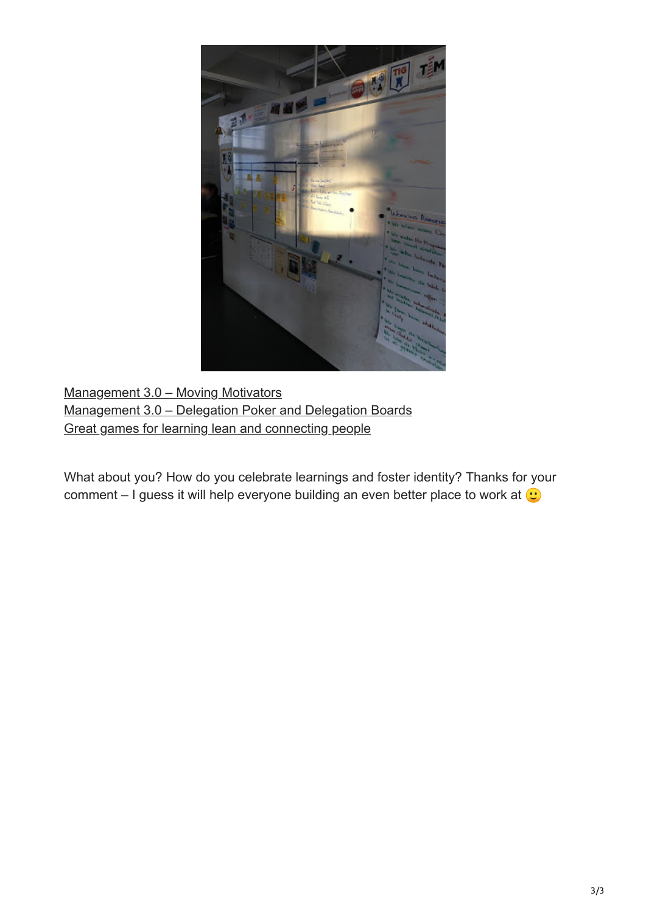[Management 3.0 – Moving Motivators](#)
[Management 3.0 – Delegation Poker and Delegation Boards](#)
[Great games for learning lean and connecting people](#)

What about you? How do you celebrate learnings and foster identity? Thanks for your comment – I guess it will help everyone building an even better place to work at 🙂